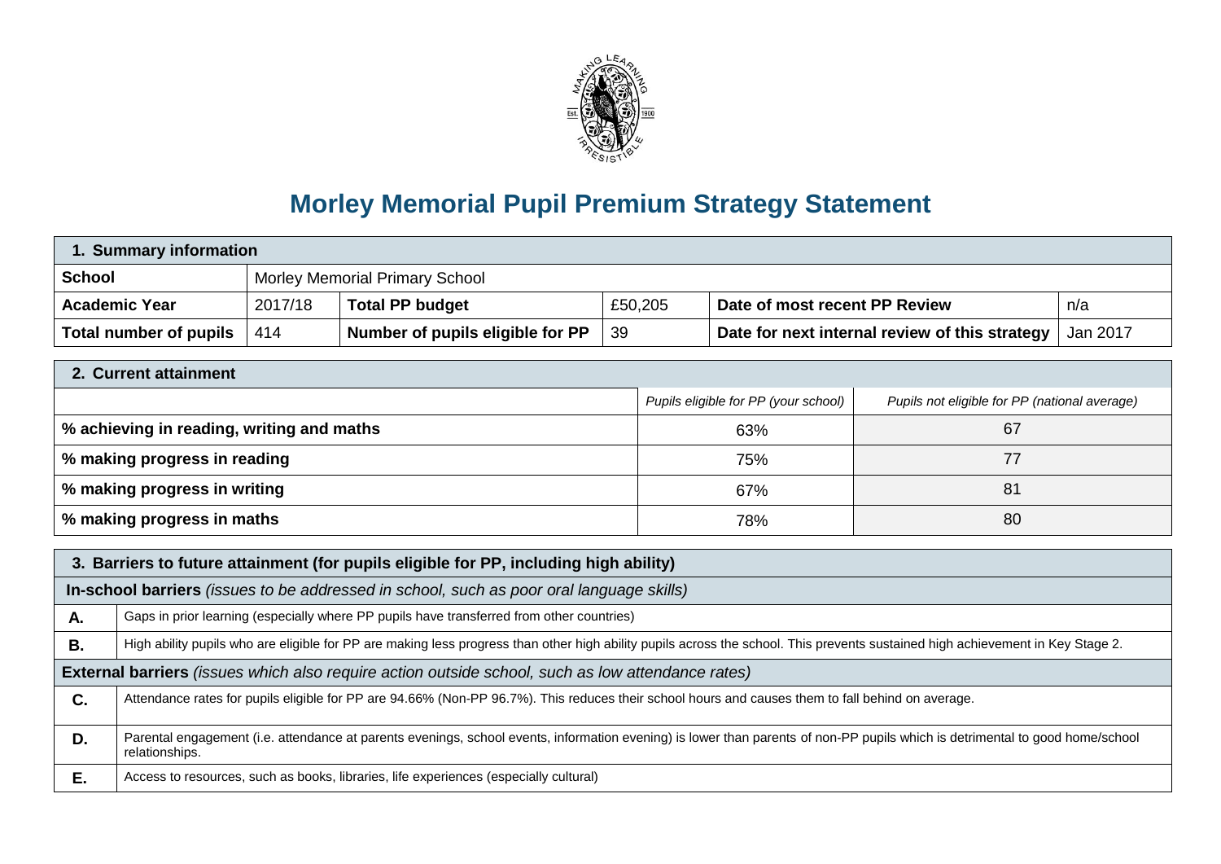# Morley Memorial Pupil Premium Strategy Statement

| **1. Summary information** | | | | | |
|---|---|---|---|---|---|
| **School** | Morley Memorial Primary School | | | | |
| **Academic Year** | 2017/18 | **Total PP budget** | £50,205 | **Date of most recent PP Review** | n/a |
| **Total number of pupils** | 414 | **Number of pupils eligible for PP** | 39 | **Date for next internal review of this strategy** | Jan 2017 |

| **2. Current attainment** | | |
|---|---|---|
| | *Pupils eligible for PP (your school)* | *Pupils not eligible for PP (national average)* |
| **% achieving in reading, writing and maths** | 63% | 67 |
| **% making progress in reading** | 75% | 77 |
| **% making progress in writing** | 67% | 81 |
| **% making progress in maths** | 78% | 80 |

| **3. Barriers to future attainment (for pupils eligible for PP, including high ability)** | |
|---|---|
| **In-school barriers** *(issues to be addressed in school, such as poor oral language skills)* | |
| **A.** | Gaps in prior learning (especially where PP pupils have transferred from other countries) |
| **B.** | High ability pupils who are eligible for PP are making less progress than other high ability pupils across the school. This prevents sustained high achievement in Key Stage 2. |
| **External barriers** *(issues which also require action outside school, such as low attendance rates)* | |
| **C.** | Attendance rates for pupils eligible for PP are 94.66% (Non-PP 96.7%). This reduces their school hours and causes them to fall behind on average. |
| **D.** | Parental engagement (i.e. attendance at parents evenings, school events, information evening) is lower than parents of non-PP pupils which is detrimental to good home/school relationships. |
| **E.** | Access to resources, such as books, libraries, life experiences (especially cultural) |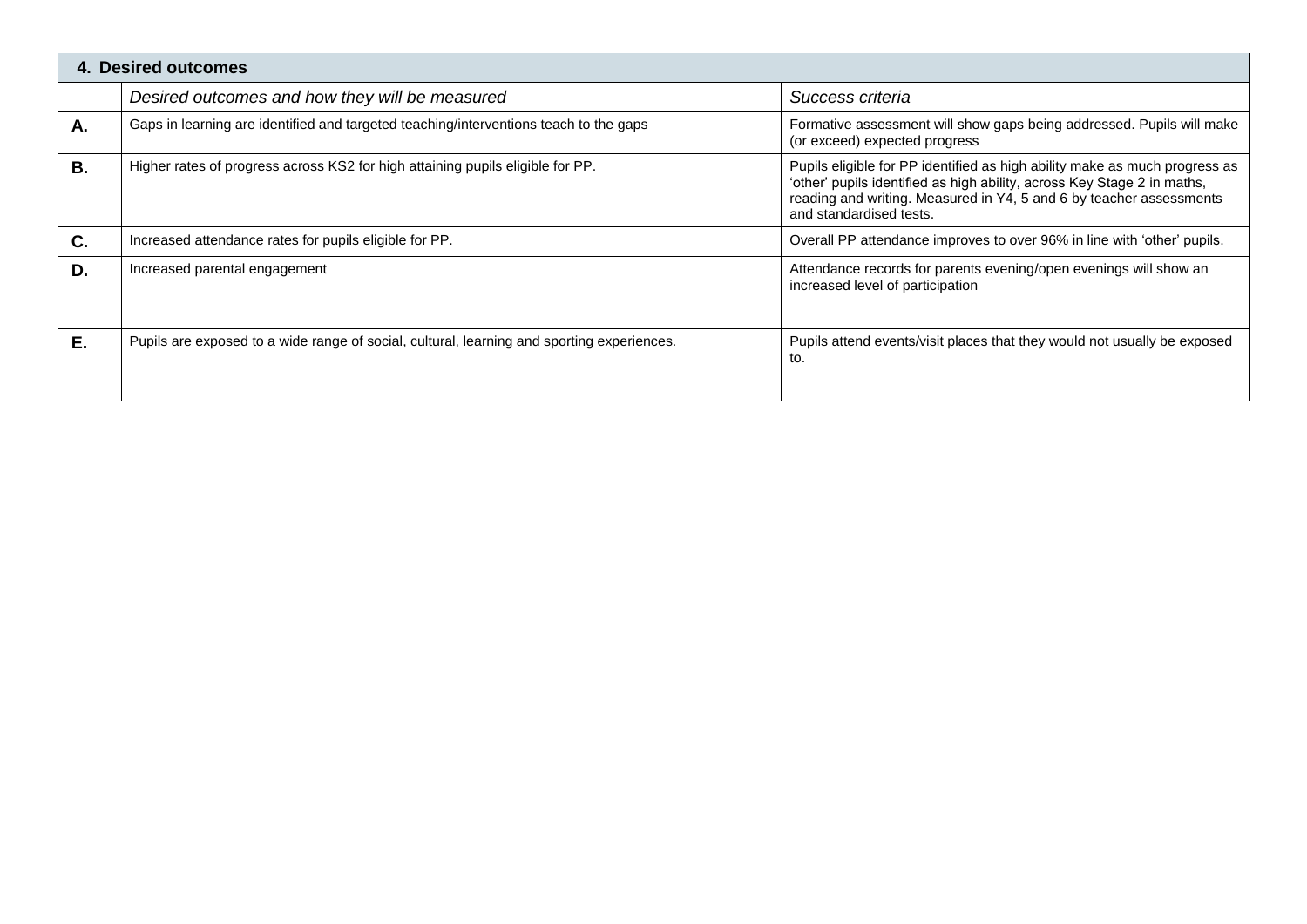## 4. Desired outcomes

| | *Desired outcomes and how they will be measured* | *Success criteria* |
|---|---|---|
| **A.** | Gaps in learning are identified and targeted teaching/interventions teach to the gaps | Formative assessment will show gaps being addressed. Pupils will make (or exceed) expected progress |
| **B.** | Higher rates of progress across KS2 for high attaining pupils eligible for PP. | Pupils eligible for PP identified as high ability make as much progress as 'other' pupils identified as high ability, across Key Stage 2 in maths, reading and writing. Measured in Y4, 5 and 6 by teacher assessments and standardised tests. |
| **C.** | Increased attendance rates for pupils eligible for PP. | Overall PP attendance improves to over 96% in line with 'other' pupils. |
| **D.** | Increased parental engagement | Attendance records for parents evening/open evenings will show an increased level of participation |
| **E.** | Pupils are exposed to a wide range of social, cultural, learning and sporting experiences. | Pupils attend events/visit places that they would not usually be exposed to. |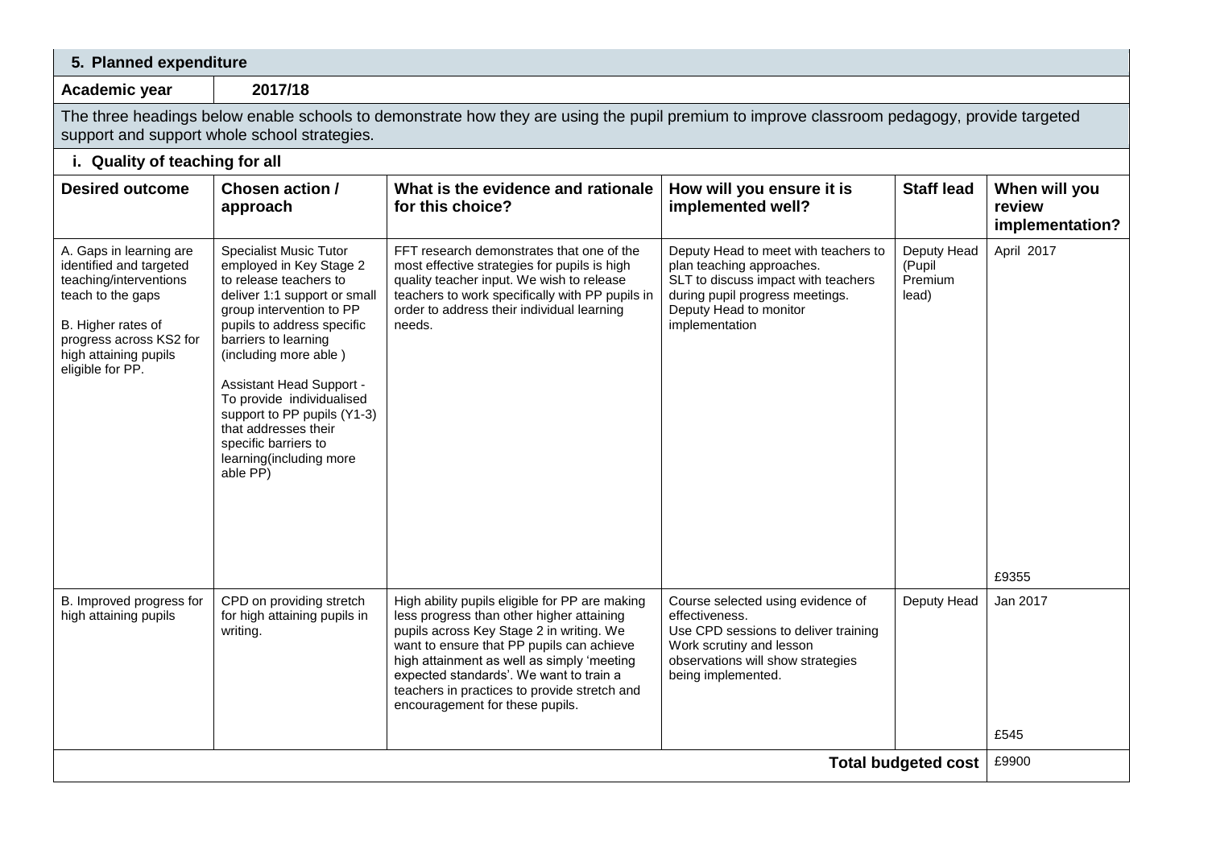## 5. Planned expenditure

**Academic year** 2017/18

The three headings below enable schools to demonstrate how they are using the pupil premium to improve classroom pedagogy, provide targeted support and support whole school strategies.

### i. Quality of teaching for all

| Desired outcome | Chosen action / approach | What is the evidence and rationale for this choice? | How will you ensure it is implemented well? | Staff lead | When will you review implementation? |
|---|---|---|---|---|---|
| A. Gaps in learning are identified and targeted teaching/interventions teach to the gaps<br><br>B. Higher rates of progress across KS2 for high attaining pupils eligible for PP. | Specialist Music Tutor employed in Key Stage 2 to release teachers to deliver 1:1 support or small group intervention to PP pupils to address specific barriers to learning (including more able )<br><br>Assistant Head Support - To provide individualised support to PP pupils (Y1-3) that addresses their specific barriers to learning(including more able PP) | FFT research demonstrates that one of the most effective strategies for pupils is high quality teacher input. We wish to release teachers to work specifically with PP pupils in order to address their individual learning needs. | Deputy Head to meet with teachers to plan teaching approaches.<br>SLT to discuss impact with teachers during pupil progress meetings.<br>Deputy Head to monitor implementation | Deputy Head (Pupil Premium lead) | April 2017<br><br>£9355 |
| B. Improved progress for high attaining pupils | CPD on providing stretch for high attaining pupils in writing. | High ability pupils eligible for PP are making less progress than other higher attaining pupils across Key Stage 2 in writing. We want to ensure that PP pupils can achieve high attainment as well as simply 'meeting expected standards'. We want to train a teachers in practices to provide stretch and encouragement for these pupils. | Course selected using evidence of effectiveness.<br>Use CPD sessions to deliver training<br>Work scrutiny and lesson observations will show strategies being implemented. | Deputy Head | Jan 2017<br><br>£545 |
| | | | | **Total budgeted cost** | £9900 |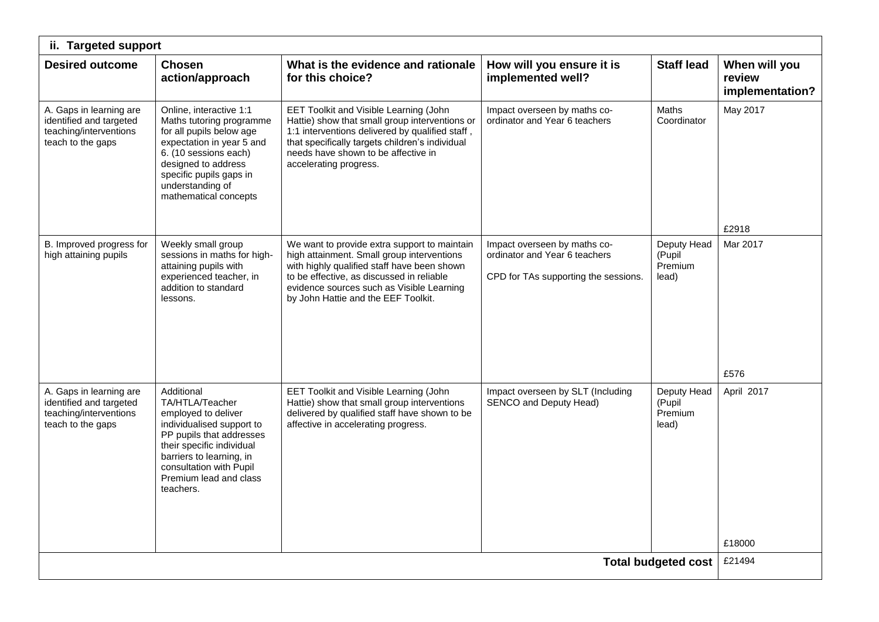| ii. Targeted support | | | | | |
|---|---|---|---|---|---|
| **Desired outcome** | **Chosen action/approach** | **What is the evidence and rationale for this choice?** | **How will you ensure it is implemented well?** | **Staff lead** | **When will you review implementation?** |
| A. Gaps in learning are identified and targeted teaching/interventions teach to the gaps | Online, interactive 1:1 Maths tutoring programme for all pupils below age expectation in year 5 and 6. (10 sessions each) designed to address specific pupils gaps in understanding of mathematical concepts | EET Toolkit and Visible Learning (John Hattie) show that small group interventions or 1:1 interventions delivered by qualified staff , that specifically targets children's individual needs have shown to be affective in accelerating progress. | Impact overseen by maths co-ordinator and Year 6 teachers | Maths Coordinator | May 2017<br><br>£2918 |
| B. Improved progress for high attaining pupils | Weekly small group sessions in maths for high-attaining pupils with experienced teacher, in addition to standard lessons. | We want to provide extra support to maintain high attainment. Small group interventions with highly qualified staff have been shown to be effective, as discussed in reliable evidence sources such as Visible Learning by John Hattie and the EEF Toolkit. | Impact overseen by maths co-ordinator and Year 6 teachers<br><br>CPD for TAs supporting the sessions. | Deputy Head (Pupil Premium lead) | Mar 2017<br><br>£576 |
| A. Gaps in learning are identified and targeted teaching/interventions teach to the gaps | Additional TA/HTLA/Teacher employed to deliver individualised support to PP pupils that addresses their specific individual barriers to learning, in consultation with Pupil Premium lead and class teachers. | EET Toolkit and Visible Learning (John Hattie) show that small group interventions delivered by qualified staff have shown to be affective in accelerating progress. | Impact overseen by SLT (Including SENCO and Deputy Head) | Deputy Head (Pupil Premium lead) | April 2017<br><br>£18000 |
| | | | | **Total budgeted cost** | £21494 |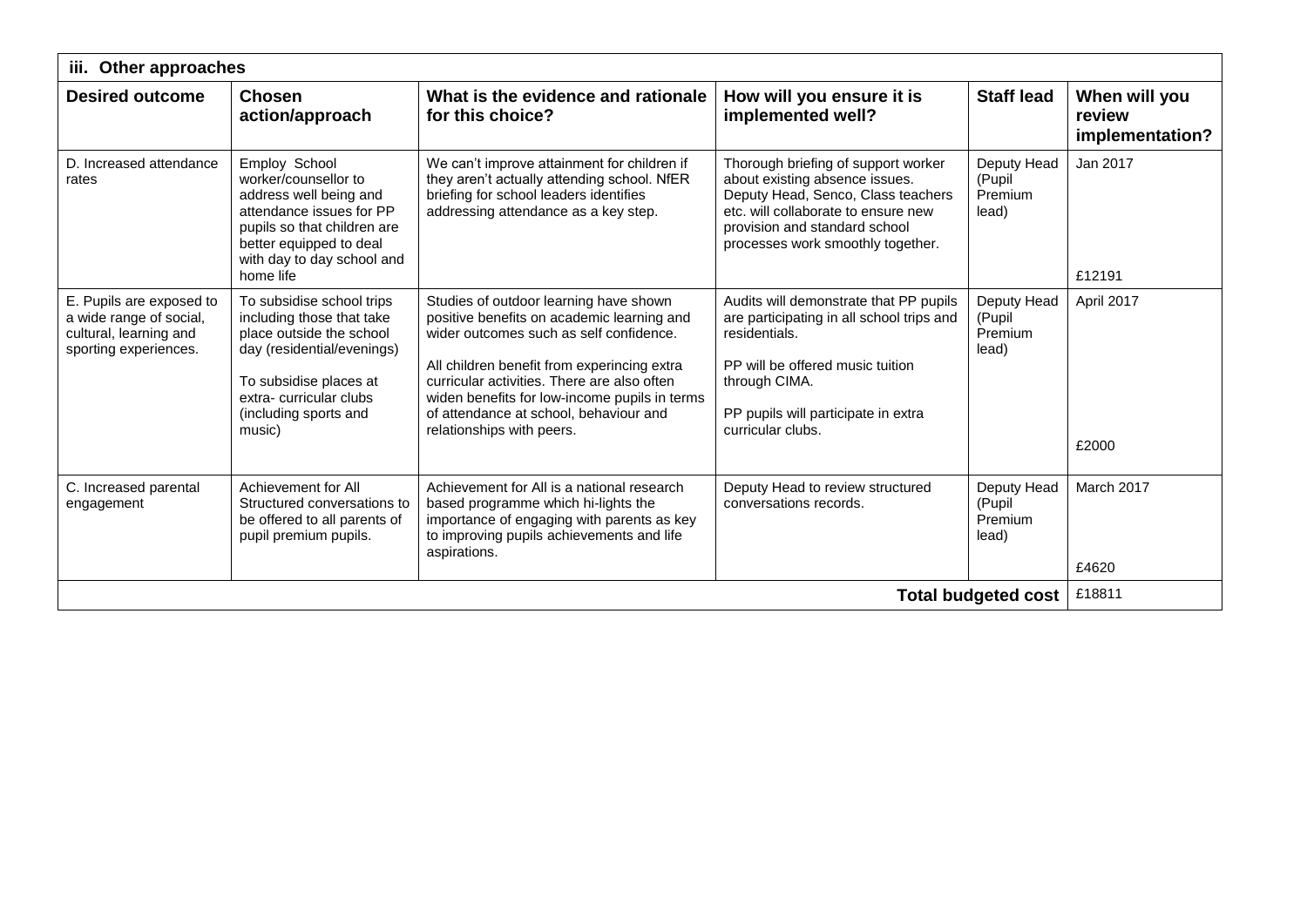| iii. Other approaches | | | | | |
|---|---|---|---|---|---|
| **Desired outcome** | **Chosen action/approach** | **What is the evidence and rationale for this choice?** | **How will you ensure it is implemented well?** | **Staff lead** | **When will you review implementation?** |
| D. Increased attendance rates | Employ School worker/counsellor to address well being and attendance issues for PP pupils so that children are better equipped to deal with day to day school and home life | We can't improve attainment for children if they aren't actually attending school. NfER briefing for school leaders identifies addressing attendance as a key step. | Thorough briefing of support worker about existing absence issues. Deputy Head, Senco, Class teachers etc. will collaborate to ensure new provision and standard school processes work smoothly together. | Deputy Head (Pupil Premium lead) | Jan 2017<br><br>£12191 |
| E. Pupils are exposed to a wide range of social, cultural, learning and sporting experiences. | To subsidise school trips including those that take place outside the school day (residential/evenings)<br><br>To subsidise places at extra- curricular clubs (including sports and music) | Studies of outdoor learning have shown positive benefits on academic learning and wider outcomes such as self confidence.<br><br>All children benefit from expericing extra curricular activities. There are also often widen benefits for low-income pupils in terms of attendance at school, behaviour and relationships with peers. | Audits will demonstrate that PP pupils are participating in all school trips and residentials.<br><br>PP will be offered music tuition through CIMA.<br><br>PP pupils will participate in extra curricular clubs. | Deputy Head (Pupil Premium lead) | April 2017<br><br>£2000 |
| C. Increased parental engagement | Achievement for All Structured conversations to be offered to all parents of pupil premium pupils. | Achievement for All is a national research based programme which hi-lights the importance of engaging with parents as key to improving pupils achievements and life aspirations. | Deputy Head to review structured conversations records. | Deputy Head (Pupil Premium lead) | March 2017<br><br>£4620 |
| | | | | **Total budgeted cost** | £18811 |